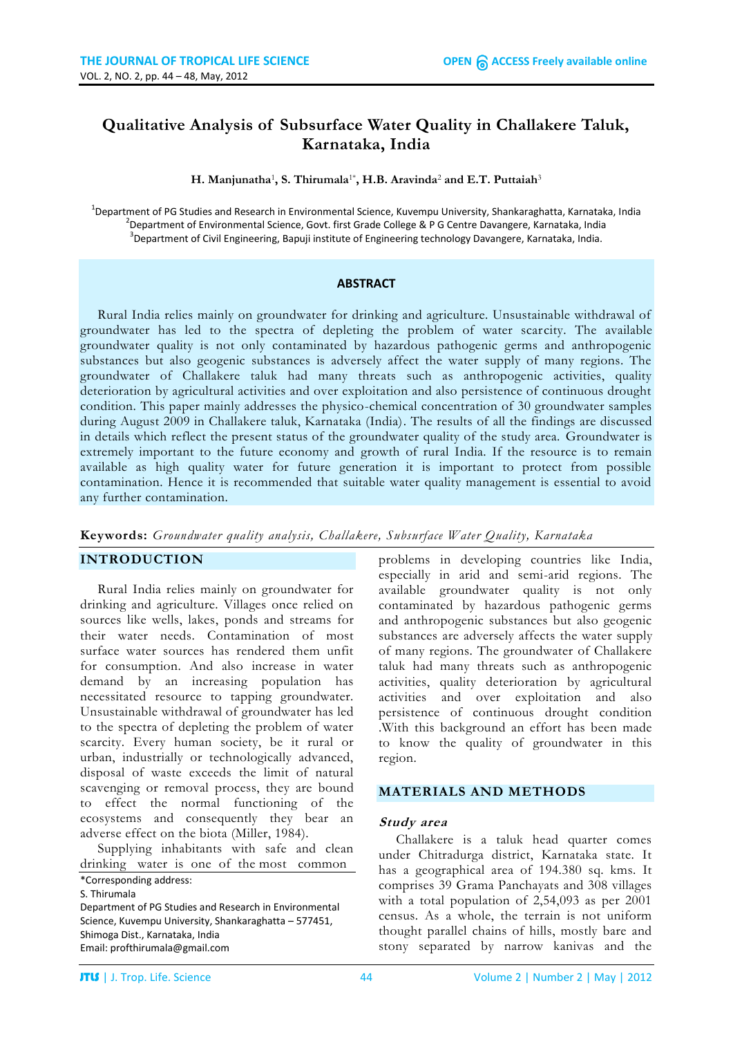# Qualitative Analysis of Subsurface Water Quality in Challakere Taluk, Karnataka, India

**H. Manjunatha[1], S. Thirumala[1*], H.B. Aravinda[2] and E.T. Puttaiah[3]**

[1]Department of PG Studies and Research in Environmental Science, Kuvempu University, Shankaraghatta, Karnataka, India
[2]Department of Environmental Science, Govt. first Grade College & P G Centre Davangere, Karnataka, India
[3]Department of Civil Engineering, Bapuji institute of Engineering technology Davangere, Karnataka, India.

## ABSTRACT

Rural India relies mainly on groundwater for drinking and agriculture. Unsustainable withdrawal of groundwater has led to the spectra of depleting the problem of water scarcity. The available groundwater quality is not only contaminated by hazardous pathogenic germs and anthropogenic substances but also geogenic substances is adversely affect the water supply of many regions. The groundwater of Challakere taluk had many threats such as anthropogenic activities, quality deterioration by agricultural activities and over exploitation and also persistence of continuous drought condition. This paper mainly addresses the physico-chemical concentration of 30 groundwater samples during August 2009 in Challakere taluk, Karnataka (India). The results of all the findings are discussed in details which reflect the present status of the groundwater quality of the study area. Groundwater is extremely important to the future economy and growth of rural India. If the resource is to remain available as high quality water for future generation it is important to protect from possible contamination. Hence it is recommended that suitable water quality management is essential to avoid any further contamination.

**Keywords:** *Groundwater quality analysis, Challakere, Subsurface Water Quality, Karnataka*

## INTRODUCTION

Rural India relies mainly on groundwater for drinking and agriculture. Villages once relied on sources like wells, lakes, ponds and streams for their water needs. Contamination of most surface water sources has rendered them unfit for consumption. And also increase in water demand by an increasing population has necessitated resource to tapping groundwater. Unsustainable withdrawal of groundwater has led to the spectra of depleting the problem of water scarcity. Every human society, be it rural or urban, industrially or technologically advanced, disposal of waste exceeds the limit of natural scavenging or removal process, they are bound to effect the normal functioning of the ecosystems and consequently they bear an adverse effect on the biota (Miller, 1984).

Supplying inhabitants with safe and clean drinking water is one of the most common problems in developing countries like India, especially in arid and semi-arid regions. The available groundwater quality is not only contaminated by hazardous pathogenic germs and anthropogenic substances but also geogenic substances are adversely affects the water supply of many regions. The groundwater of Challakere taluk had many threats such as anthropogenic activities, quality deterioration by agricultural activities and over exploitation and also persistence of continuous drought condition .With this background an effort has been made to know the quality of groundwater in this region.

*Corresponding address:
S. Thirumala
Department of PG Studies and Research in Environmental Science, Kuvempu University, Shankaraghatta – 577451, Shimoga Dist., Karnataka, India
Email: profthirumala@gmail.com

## MATERIALS AND METHODS

### *Study area*

Challakere is a taluk head quarter comes under Chitradurga district, Karnataka state. It has a geographical area of 194.380 sq. kms. It comprises 39 Grama Panchayats and 308 villages with a total population of 2,54,093 as per 2001 census. As a whole, the terrain is not uniform thought parallel chains of hills, mostly bare and stony separated by narrow kanivas and the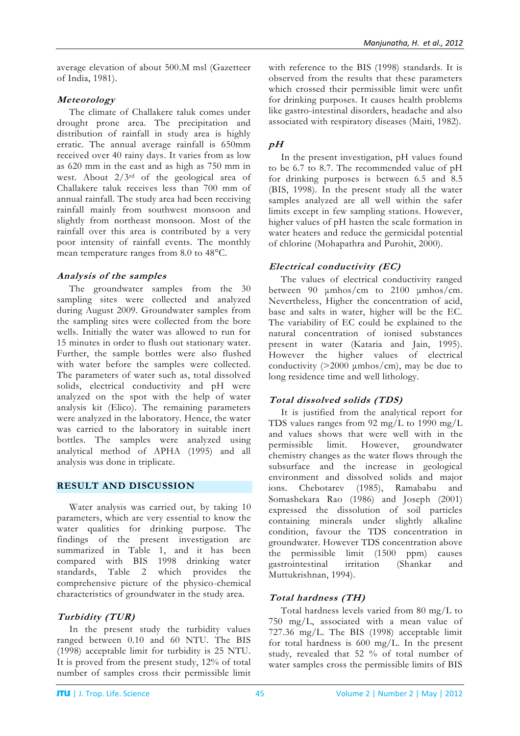average elevation of about 500.M msl (Gazetteer of India, 1981).

### *Meteorology*

The climate of Challakere taluk comes under drought prone area. The precipitation and distribution of rainfall in study area is highly erratic. The annual average rainfall is 650mm received over 40 rainy days. It varies from as low as 620 mm in the east and as high as 750 mm in west. About 2/3rd of the geological area of Challakere taluk receives less than 700 mm of annual rainfall. The study area had been receiving rainfall mainly from southwest monsoon and slightly from northeast monsoon. Most of the rainfall over this area is contributed by a very poor intensity of rainfall events. The monthly mean temperature ranges from 8.0 to 48°C.

### *Analysis of the samples*

The groundwater samples from the 30 sampling sites were collected and analyzed during August 2009. Groundwater samples from the sampling sites were collected from the bore wells. Initially the water was allowed to run for 15 minutes in order to flush out stationary water. Further, the sample bottles were also flushed with water before the samples were collected. The parameters of water such as, total dissolved solids, electrical conductivity and pH were analyzed on the spot with the help of water analysis kit (Elico). The remaining parameters were analyzed in the laboratory. Hence, the water was carried to the laboratory in suitable inert bottles. The samples were analyzed using analytical method of APHA (1995) and all analysis was done in triplicate.

## RESULT AND DISCUSSION

Water analysis was carried out, by taking 10 parameters, which are very essential to know the water qualities for drinking purpose. The findings of the present investigation are summarized in Table 1, and it has been compared with BIS 1998 drinking water standards, Table 2 which provides the comprehensive picture of the physico-chemical characteristics of groundwater in the study area.

### *Turbidity (TUR)*

In the present study the turbidity values ranged between 0.10 and 60 NTU. The BIS (1998) acceptable limit for turbidity is 25 NTU. It is proved from the present study, 12% of total number of samples cross their permissible limit with reference to the BIS (1998) standards. It is observed from the results that these parameters which crossed their permissible limit were unfit for drinking purposes. It causes health problems like gastro-intestinal disorders, headache and also associated with respiratory diseases (Maiti, 1982).

### *pH*

In the present investigation, pH values found to be 6.7 to 8.7. The recommended value of pH for drinking purposes is between 6.5 and 8.5 (BIS, 1998). In the present study all the water samples analyzed are all well within the safer limits except in few sampling stations. However, higher values of pH hasten the scale formation in water heaters and reduce the germicidal potential of chlorine (Mohapathra and Purohit, 2000).

### *Electrical conductivity (EC)*

The values of electrical conductivity ranged between 90 µmhos/cm to 2100 µmhos/cm. Nevertheless, Higher the concentration of acid, base and salts in water, higher will be the EC. The variability of EC could be explained to the natural concentration of ionised substances present in water (Kataria and Jain, 1995). However the higher values of electrical conductivity (>2000 µmhos/cm), may be due to long residence time and well lithology.

### *Total dissolved solids (TDS)*

It is justified from the analytical report for TDS values ranges from 92 mg/L to 1990 mg/L and values shows that were well with in the permissible limit. However, groundwater chemistry changes as the water flows through the subsurface and the increase in geological environment and dissolved solids and major ions. Chebotarev (1985), Ramababu and Somashekara Rao (1986) and Joseph (2001) expressed the dissolution of soil particles containing minerals under slightly alkaline condition, favour the TDS concentration in groundwater. However TDS concentration above the permissible limit (1500 ppm) causes gastrointestinal irritation (Shankar and Muttukrishnan, 1994).

### *Total hardness (TH)*

Total hardness levels varied from 80 mg/L to 750 mg/L, associated with a mean value of 727.36 mg/L. The BIS (1998) acceptable limit for total hardness is 600 mg/L. In the present study, revealed that 52 % of total number of water samples cross the permissible limits of BIS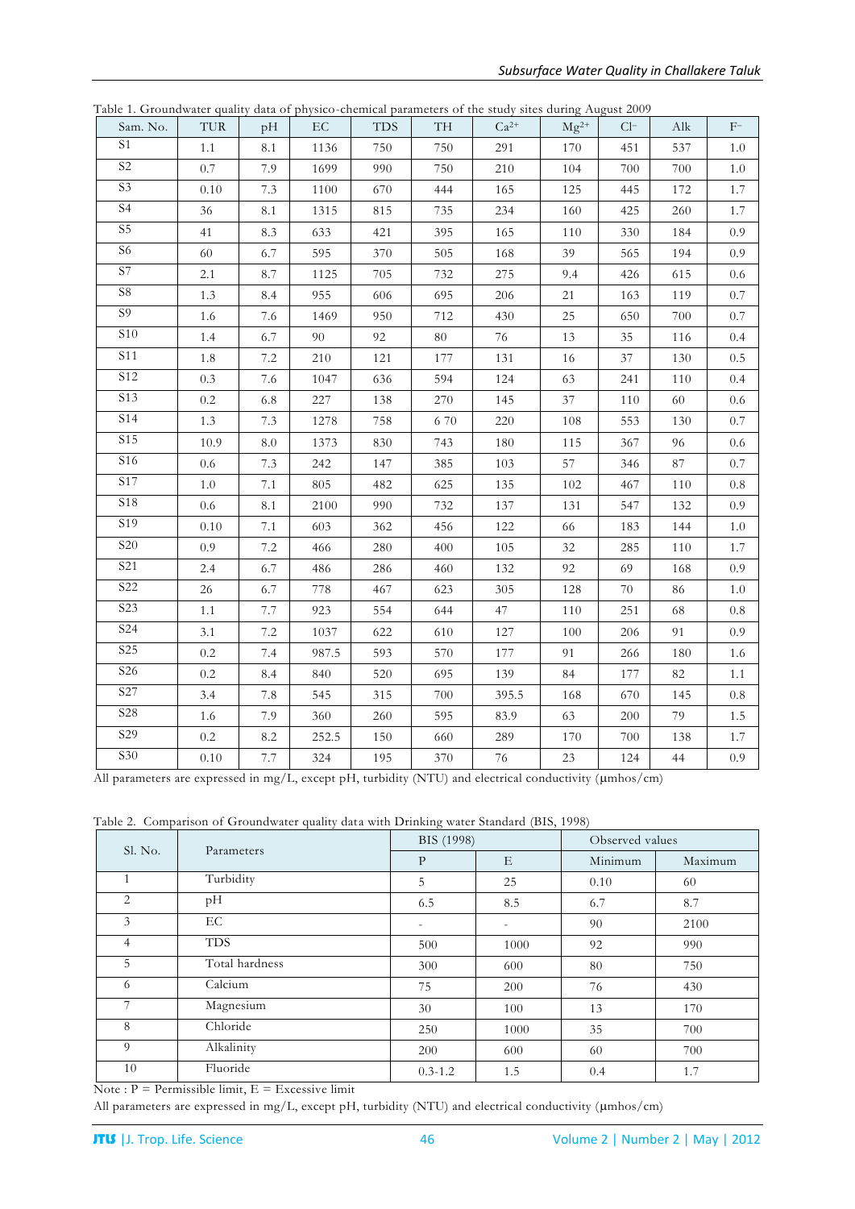Table 1. Groundwater quality data of physico-chemical parameters of the study sites during August 2009

| Sam. No. | TUR | pH | EC | TDS | TH | $Ca^{2+}$ | $Mg^{2+}$ | $Cl^{-}$ | Alk | $F^{-}$ |
|---|---|---|---|---|---|---|---|---|---|---|
| S1 | 1.1 | 8.1 | 1136 | 750 | 750 | 291 | 170 | 451 | 537 | 1.0 |
| S2 | 0.7 | 7.9 | 1699 | 990 | 750 | 210 | 104 | 700 | 700 | 1.0 |
| S3 | 0.10 | 7.3 | 1100 | 670 | 444 | 165 | 125 | 445 | 172 | 1.7 |
| S4 | 36 | 8.1 | 1315 | 815 | 735 | 234 | 160 | 425 | 260 | 1.7 |
| S5 | 41 | 8.3 | 633 | 421 | 395 | 165 | 110 | 330 | 184 | 0.9 |
| S6 | 60 | 6.7 | 595 | 370 | 505 | 168 | 39 | 565 | 194 | 0.9 |
| S7 | 2.1 | 8.7 | 1125 | 705 | 732 | 275 | 9.4 | 426 | 615 | 0.6 |
| S8 | 1.3 | 8.4 | 955 | 606 | 695 | 206 | 21 | 163 | 119 | 0.7 |
| S9 | 1.6 | 7.6 | 1469 | 950 | 712 | 430 | 25 | 650 | 700 | 0.7 |
| S10 | 1.4 | 6.7 | 90 | 92 | 80 | 76 | 13 | 35 | 116 | 0.4 |
| S11 | 1.8 | 7.2 | 210 | 121 | 177 | 131 | 16 | 37 | 130 | 0.5 |
| S12 | 0.3 | 7.6 | 1047 | 636 | 594 | 124 | 63 | 241 | 110 | 0.4 |
| S13 | 0.2 | 6.8 | 227 | 138 | 270 | 145 | 37 | 110 | 60 | 0.6 |
| S14 | 1.3 | 7.3 | 1278 | 758 | 6 70 | 220 | 108 | 553 | 130 | 0.7 |
| S15 | 10.9 | 8.0 | 1373 | 830 | 743 | 180 | 115 | 367 | 96 | 0.6 |
| S16 | 0.6 | 7.3 | 242 | 147 | 385 | 103 | 57 | 346 | 87 | 0.7 |
| S17 | 1.0 | 7.1 | 805 | 482 | 625 | 135 | 102 | 467 | 110 | 0.8 |
| S18 | 0.6 | 8.1 | 2100 | 990 | 732 | 137 | 131 | 547 | 132 | 0.9 |
| S19 | 0.10 | 7.1 | 603 | 362 | 456 | 122 | 66 | 183 | 144 | 1.0 |
| S20 | 0.9 | 7.2 | 466 | 280 | 400 | 105 | 32 | 285 | 110 | 1.7 |
| S21 | 2.4 | 6.7 | 486 | 286 | 460 | 132 | 92 | 69 | 168 | 0.9 |
| S22 | 26 | 6.7 | 778 | 467 | 623 | 305 | 128 | 70 | 86 | 1.0 |
| S23 | 1.1 | 7.7 | 923 | 554 | 644 | 47 | 110 | 251 | 68 | 0.8 |
| S24 | 3.1 | 7.2 | 1037 | 622 | 610 | 127 | 100 | 206 | 91 | 0.9 |
| S25 | 0.2 | 7.4 | 987.5 | 593 | 570 | 177 | 91 | 266 | 180 | 1.6 |
| S26 | 0.2 | 8.4 | 840 | 520 | 695 | 139 | 84 | 177 | 82 | 1.1 |
| S27 | 3.4 | 7.8 | 545 | 315 | 700 | 395.5 | 168 | 670 | 145 | 0.8 |
| S28 | 1.6 | 7.9 | 360 | 260 | 595 | 83.9 | 63 | 200 | 79 | 1.5 |
| S29 | 0.2 | 8.2 | 252.5 | 150 | 660 | 289 | 170 | 700 | 138 | 1.7 |
| S30 | 0.10 | 7.7 | 324 | 195 | 370 | 76 | 23 | 124 | 44 | 0.9 |

All parameters are expressed in mg/L, except pH, turbidity (NTU) and electrical conductivity (μmhos/cm)

Table 2. Comparison of Groundwater quality data with Drinking water Standard (BIS, 1998)

| Sl. No. | Parameters | BIS (1998) | | Observed values | |
|---|---|---|---|---|---|
| | | P | E | Minimum | Maximum |
| 1 | Turbidity | 5 | 25 | 0.10 | 60 |
| 2 | pH | 6.5 | 8.5 | 6.7 | 8.7 |
| 3 | EC | - | - | 90 | 2100 |
| 4 | TDS | 500 | 1000 | 92 | 990 |
| 5 | Total hardness | 300 | 600 | 80 | 750 |
| 6 | Calcium | 75 | 200 | 76 | 430 |
| 7 | Magnesium | 30 | 100 | 13 | 170 |
| 8 | Chloride | 250 | 1000 | 35 | 700 |
| 9 | Alkalinity | 200 | 600 | 60 | 700 |
| 10 | Fluoride | 0.3-1.2 | 1.5 | 0.4 | 1.7 |

Note : P = Permissible limit, E = Excessive limit

All parameters are expressed in mg/L, except pH, turbidity (NTU) and electrical conductivity (μmhos/cm)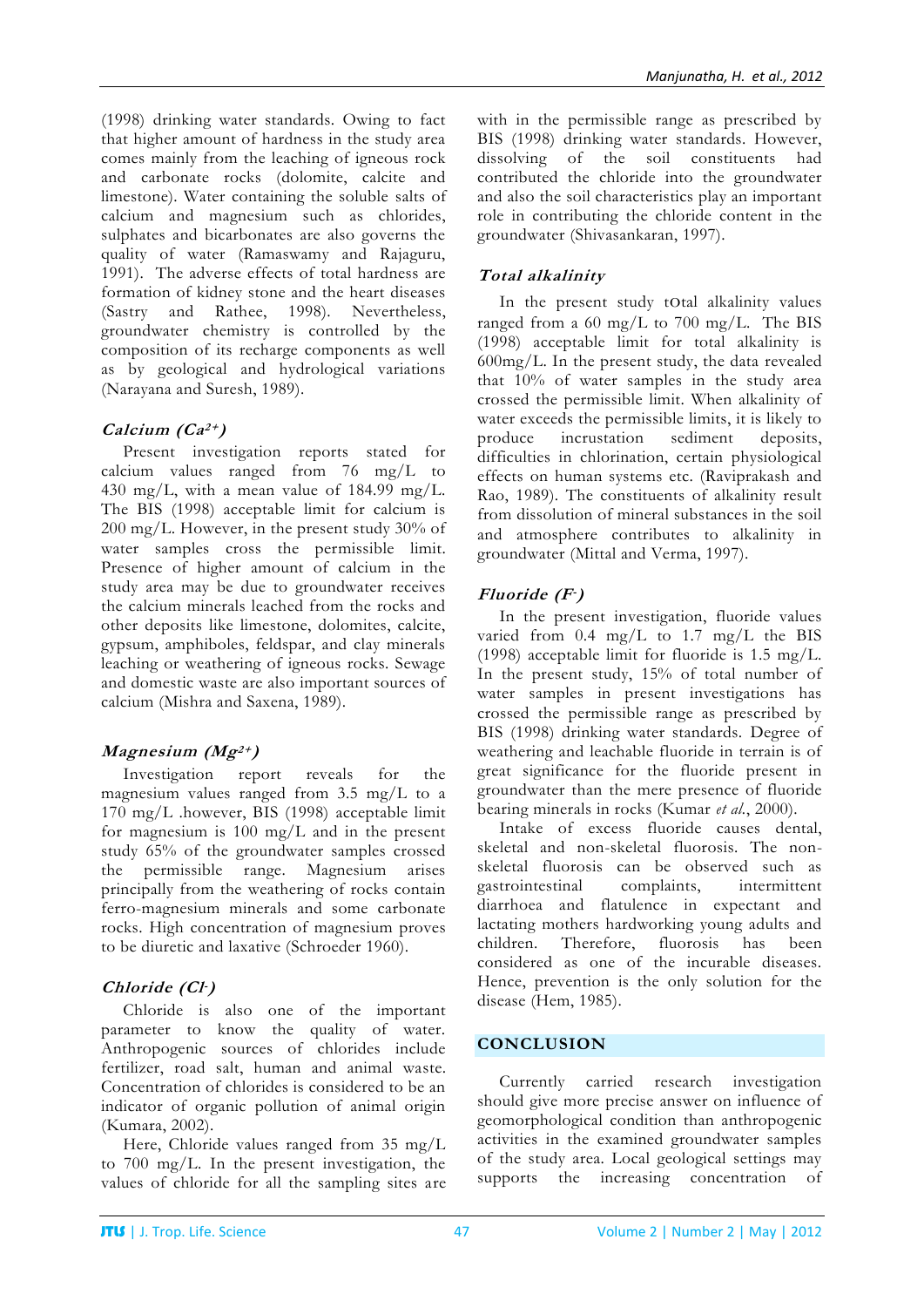(1998) drinking water standards. Owing to fact that higher amount of hardness in the study area comes mainly from the leaching of igneous rock and carbonate rocks (dolomite, calcite and limestone). Water containing the soluble salts of calcium and magnesium such as chlorides, sulphates and bicarbonates are also governs the quality of water (Ramaswamy and Rajaguru, 1991). The adverse effects of total hardness are formation of kidney stone and the heart diseases (Sastry and Rathee, 1998). Nevertheless, groundwater chemistry is controlled by the composition of its recharge components as well as by geological and hydrological variations (Narayana and Suresh, 1989).

### *Calcium ($Ca^{2+}$)*

Present investigation reports stated for calcium values ranged from 76 mg/L to 430 mg/L, with a mean value of 184.99 mg/L. The BIS (1998) acceptable limit for calcium is 200 mg/L. However, in the present study 30% of water samples cross the permissible limit. Presence of higher amount of calcium in the study area may be due to groundwater receives the calcium minerals leached from the rocks and other deposits like limestone, dolomites, calcite, gypsum, amphiboles, feldspar, and clay minerals leaching or weathering of igneous rocks. Sewage and domestic waste are also important sources of calcium (Mishra and Saxena, 1989).

### *Magnesium ($Mg^{2+}$)*

Investigation report reveals for the magnesium values ranged from 3.5 mg/L to a 170 mg/L .however, BIS (1998) acceptable limit for magnesium is 100 mg/L and in the present study 65% of the groundwater samples crossed the permissible range. Magnesium arises principally from the weathering of rocks contain ferro-magnesium minerals and some carbonate rocks. High concentration of magnesium proves to be diuretic and laxative (Schroeder 1960).

### *Chloride ($Cl^{-}$)*

Chloride is also one of the important parameter to know the quality of water. Anthropogenic sources of chlorides include fertilizer, road salt, human and animal waste. Concentration of chlorides is considered to be an indicator of organic pollution of animal origin (Kumara, 2002).

Here, Chloride values ranged from 35 mg/L to 700 mg/L. In the present investigation, the values of chloride for all the sampling sites are with in the permissible range as prescribed by BIS (1998) drinking water standards. However, dissolving of the soil constituents had contributed the chloride into the groundwater and also the soil characteristics play an important role in contributing the chloride content in the groundwater (Shivasankaran, 1997).

### *Total alkalinity*

In the present study tOtal alkalinity values ranged from a 60 mg/L to 700 mg/L. The BIS (1998) acceptable limit for total alkalinity is 600mg/L. In the present study, the data revealed that 10% of water samples in the study area crossed the permissible limit. When alkalinity of water exceeds the permissible limits, it is likely to produce incrustation sediment deposits, difficulties in chlorination, certain physiological effects on human systems etc. (Raviprakash and Rao, 1989). The constituents of alkalinity result from dissolution of mineral substances in the soil and atmosphere contributes to alkalinity in groundwater (Mittal and Verma, 1997).

### *Fluoride ($F^{-}$)*

In the present investigation, fluoride values varied from 0.4 mg/L to 1.7 mg/L the BIS (1998) acceptable limit for fluoride is 1.5 mg/L. In the present study, 15% of total number of water samples in present investigations has crossed the permissible range as prescribed by BIS (1998) drinking water standards. Degree of weathering and leachable fluoride in terrain is of great significance for the fluoride present in groundwater than the mere presence of fluoride bearing minerals in rocks (Kumar *et al.*, 2000).

Intake of excess fluoride causes dental, skeletal and non-skeletal fluorosis. The non-skeletal fluorosis can be observed such as gastrointestinal complaints, intermittent diarrhoea and flatulence in expectant and lactating mothers hardworking young adults and children. Therefore, fluorosis has been considered as one of the incurable diseases. Hence, prevention is the only solution for the disease (Hem, 1985).

## CONCLUSION

Currently carried research investigation should give more precise answer on influence of geomorphological condition than anthropogenic activities in the examined groundwater samples of the study area. Local geological settings may supports the increasing concentration of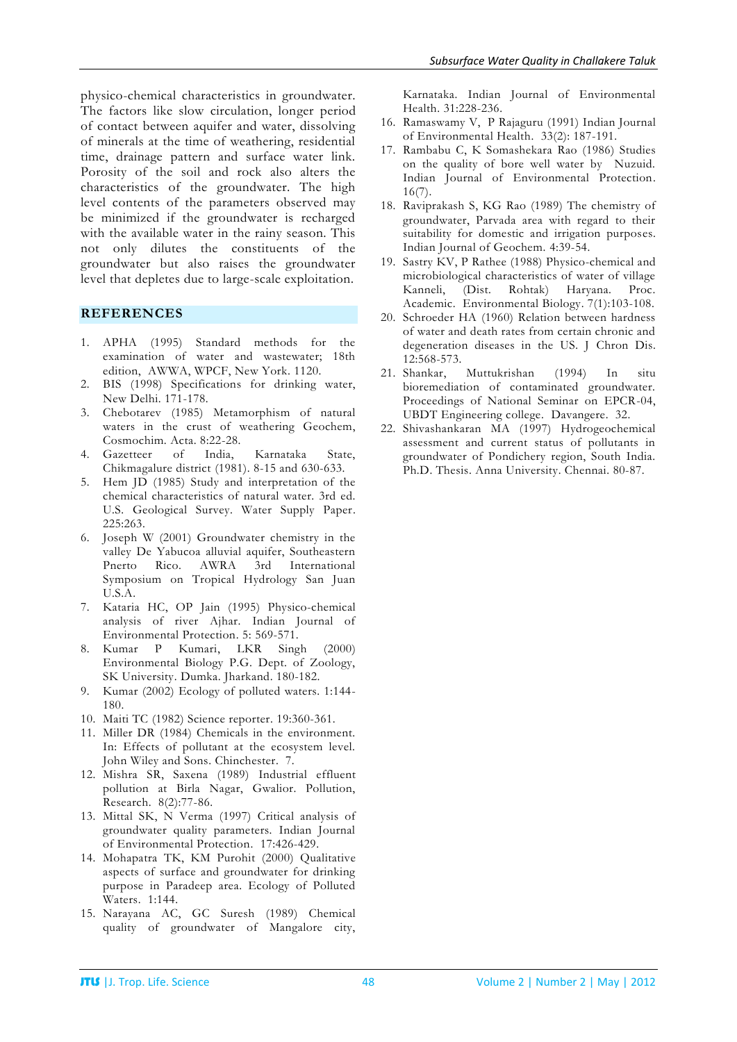physico-chemical characteristics in groundwater. The factors like slow circulation, longer period of contact between aquifer and water, dissolving of minerals at the time of weathering, residential time, drainage pattern and surface water link. Porosity of the soil and rock also alters the characteristics of the groundwater. The high level contents of the parameters observed may be minimized if the groundwater is recharged with the available water in the rainy season. This not only dilutes the constituents of the groundwater but also raises the groundwater level that depletes due to large-scale exploitation.

## REFERENCES

1. APHA (1995) Standard methods for the examination of water and wastewater; 18th edition, AWWA, WPCF, New York. 1120.
2. BIS (1998) Specifications for drinking water, New Delhi. 171-178.
3. Chebotarev (1985) Metamorphism of natural waters in the crust of weathering Geochem, Cosmochim. Acta. 8:22-28.
4. Gazetteer of India, Karnataka State, Chikmagalure district (1981). 8-15 and 630-633.
5. Hem JD (1985) Study and interpretation of the chemical characteristics of natural water. 3rd ed. U.S. Geological Survey. Water Supply Paper. 225:263.
6. Joseph W (2001) Groundwater chemistry in the valley De Yabucoa alluvial aquifer, Southeastern Pnerto Rico. AWRA 3rd International Symposium on Tropical Hydrology San Juan U.S.A.
7. Kataria HC, OP Jain (1995) Physico-chemical analysis of river Ajhar. Indian Journal of Environmental Protection. 5: 569-571.
8. Kumar P Kumari, LKR Singh (2000) Environmental Biology P.G. Dept. of Zoology, SK University. Dumka. Jharkand. 180-182.
9. Kumar (2002) Ecology of polluted waters. 1:144-180.
10. Maiti TC (1982) Science reporter. 19:360-361.
11. Miller DR (1984) Chemicals in the environment. In: Effects of pollutant at the ecosystem level. John Wiley and Sons. Chinchester. 7.
12. Mishra SR, Saxena (1989) Industrial effluent pollution at Birla Nagar, Gwalior. Pollution, Research. 8(2):77-86.
13. Mittal SK, N Verma (1997) Critical analysis of groundwater quality parameters. Indian Journal of Environmental Protection. 17:426-429.
14. Mohapatra TK, KM Purohit (2000) Qualitative aspects of surface and groundwater for drinking purpose in Paradeep area. Ecology of Polluted Waters. 1:144.
15. Narayana AC, GC Suresh (1989) Chemical quality of groundwater of Mangalore city, Karnataka. Indian Journal of Environmental Health. 31:228-236.
16. Ramaswamy V, P Rajaguru (1991) Indian Journal of Environmental Health. 33(2): 187-191.
17. Rambabu C, K Somashekara Rao (1986) Studies on the quality of bore well water by Nuzuid. Indian Journal of Environmental Protection. 16(7).
18. Raviprakash S, KG Rao (1989) The chemistry of groundwater, Parvada area with regard to their suitability for domestic and irrigation purposes. Indian Journal of Geochem. 4:39-54.
19. Sastry KV, P Rathee (1988) Physico-chemical and microbiological characteristics of water of village Kanneli, (Dist. Rohtak) Haryana. Proc. Academic. Environmental Biology. 7(1):103-108.
20. Schroeder HA (1960) Relation between hardness of water and death rates from certain chronic and degeneration diseases in the US. J Chron Dis. 12:568-573.
21. Shankar, Muttukrishan (1994) In situ bioremediation of contaminated groundwater. Proceedings of National Seminar on EPCR-04, UBDT Engineering college. Davangere. 32.
22. Shivashankaran MA (1997) Hydrogeochemical assessment and current status of pollutants in groundwater of Pondichery region, South India. Ph.D. Thesis. Anna University. Chennai. 80-87.